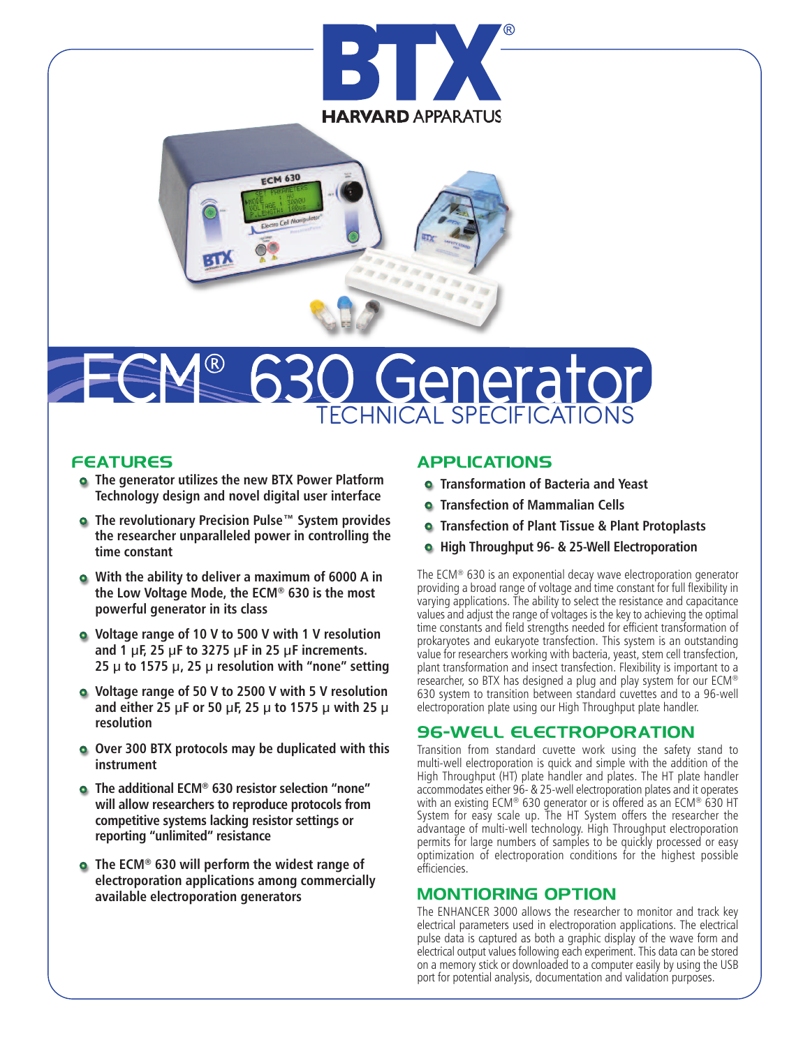# BTX® HARVARD APPARATUS

# ECM® 630 Generator

## TECHNICAL SPECIFICATIONS

## FEATURES

- **The generator utilizes the new BTX Power Platform Technology design and novel digital user interface**
- **The revolutionary Precision Pulse™ System provides the researcher unparalleled power in controlling the time constant**
- **With the ability to deliver a maximum of 6000 A in the Low Voltage Mode, the ECM® 630 is the most powerful generator in its class**
- **Voltage range of 10 V to 500 V with 1 V resolution and 1 µF, 25 µF to 3275 µF in 25 µF increments. 25 µ to 1575 µ, 25 µ resolution with "none" setting**
- **Voltage range of 50 V to 2500 V with 5 V resolution and either 25 µF or 50 µF, 25 µ to 1575 µ with 25 µ resolution**
- **Over 300 BTX protocols may be duplicated with this instrument**
- **The additional ECM® 630 resistor selection "none" will allow researchers to reproduce protocols from competitive systems lacking resistor settings or reporting "unlimited" resistance**
- **The ECM® 630 will perform the widest range of electroporation applications among commercially available electroporation generators**

## APPLICATIONS

- **Transformation of Bacteria and Yeast**
- **Transfection of Mammalian Cells**
- **Transfection of Plant Tissue & Plant Protoplasts**
- **High Throughput 96- & 25-Well Electroporation**

The ECM® 630 is an exponential decay wave electroporation generator providing a broad range of voltage and time constant for full flexibility in varying applications. The ability to select the resistance and capacitance values and adjust the range of voltages is the key to achieving the optimal time constants and field strengths needed for efficient transformation of prokaryotes and eukaryote transfection. This system is an outstanding value for researchers working with bacteria, yeast, stem cell transfection, plant transformation and insect transfection. Flexibility is important to a researcher, so BTX has designed a plug and play system for our ECM® 630 system to transition between standard cuvettes and to a 96-well electroporation plate using our High Throughput plate handler.

## 96-WELL ELECTROPORATION

Transition from standard cuvette work using the safety stand to multi-well electroporation is quick and simple with the addition of the High Throughput (HT) plate handler and plates. The HT plate handler accommodates either 96- & 25-well electroporation plates and it operates with an existing ECM® 630 generator or is offered as an ECM® 630 HT System for easy scale up. The HT System offers the researcher the advantage of multi-well technology. High Throughput electroporation permits for large numbers of samples to be quickly processed or easy optimization of electroporation conditions for the highest possible efficiencies.

## MONTIORING OPTION

The ENHANCER 3000 allows the researcher to monitor and track key electrical parameters used in electroporation applications. The electrical pulse data is captured as both a graphic display of the wave form and electrical output values following each experiment. This data can be stored on a memory stick or downloaded to a computer easily by using the USB port for potential analysis, documentation and validation purposes.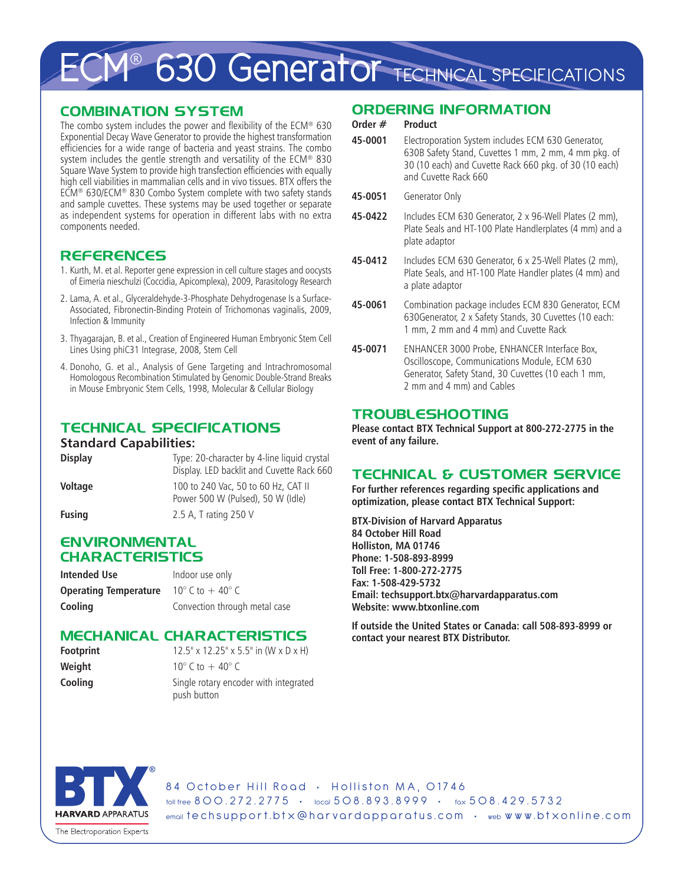# ECM® 630 Generator TECHNICAL SPECIFICATIONS

## COMBINATION SYSTEM

The combo system includes the power and flexibility of the ECM® 630 Exponential Decay Wave Generator to provide the highest transformation efficiencies for a wide range of bacteria and yeast strains. The combo system includes the gentle strength and versatility of the ECM® 830 Square Wave System to provide high transfection efficiencies with equally high cell viabilities in mammalian cells and in vivo tissues. BTX offers the ECM® 630/ECM® 830 Combo System complete with two safety stands and sample cuvettes. These systems may be used together or separate as independent systems for operation in different labs with no extra components needed.

## REFERENCES

1. Kurth, M. et al. Reporter gene expression in cell culture stages and oocysts of Eimeria nieschulzi (Coccidia, Apicomplexa), 2009, Parasitology Research
2. Lama, A. et al., Glyceraldehyde-3-Phosphate Dehydrogenase Is a Surface-Associated, Fibronectin-Binding Protein of Trichomonas vaginalis, 2009, Infection & Immunity
3. Thyagarajan, B. et al., Creation of Engineered Human Embryonic Stem Cell Lines Using phiC31 Integrase, 2008, Stem Cell
4. Donoho, G. et al., Analysis of Gene Targeting and Intrachromosomal Homologous Recombination Stimulated by Genomic Double-Strand Breaks in Mouse Embryonic Stem Cells, 1998, Molecular & Cellular Biology

## TECHNICAL SPECIFICATIONS

### Standard Capabilities:

| | |
|---|---|
| **Display** | Type: 20-character by 4-line liquid crystal Display. LED backlit and Cuvette Rack 660 |
| **Voltage** | 100 to 240 Vac, 50 to 60 Hz, CAT II Power 500 W (Pulsed), 50 W (Idle) |
| **Fusing** | 2.5 A, T rating 250 V |

## ENVIRONMENTAL CHARACTERISTICS

| | |
|---|---|
| **Intended Use** | Indoor use only |
| **Operating Temperature** | 10° C to + 40° C |
| **Cooling** | Convection through metal case |

## MECHANICAL CHARACTERISTICS

| | |
|---|---|
| **Footprint** | 12.5" x 12.25" x 5.5" in (W x D x H) |
| **Weight** | 10° C to + 40° C |
| **Cooling** | Single rotary encoder with integrated push button |

## ORDERING INFORMATION

| Order # | Product |
|---|---|
| **45-0001** | Electroporation System includes ECM 630 Generator, 630B Safety Stand, Cuvettes 1 mm, 2 mm, 4 mm pkg. of 30 (10 each) and Cuvette Rack 660 pkg. of 30 (10 each) and Cuvette Rack 660 |
| **45-0051** | Generator Only |
| **45-0422** | Includes ECM 630 Generator, 2 x 96-Well Plates (2 mm), Plate Seals and HT-100 Plate Handlerplates (4 mm) and a plate adaptor |
| **45-0412** | Includes ECM 630 Generator, 6 x 25-Well Plates (2 mm), Plate Seals, and HT-100 Plate Handler plates (4 mm) and a plate adaptor |
| **45-0061** | Combination package includes ECM 830 Generator, ECM 630Generator, 2 x Safety Stands, 30 Cuvettes (10 each: 1 mm, 2 mm and 4 mm) and Cuvette Rack |
| **45-0071** | ENHANCER 3000 Probe, ENHANCER Interface Box, Oscilloscope, Communications Module, ECM 630 Generator, Safety Stand, 30 Cuvettes (10 each 1 mm, 2 mm and 4 mm) and Cables |

## TROUBLESHOOTING

**Please contact BTX Technical Support at 800-272-2775 in the event of any failure.**

## TECHNICAL & CUSTOMER SERVICE

**For further references regarding specific applications and optimization, please contact BTX Technical Support:**

**BTX-Division of Harvard Apparatus**
**84 October Hill Road**
**Holliston, MA 01746**
**Phone: 1-508-893-8999**
**Toll Free: 1-800-272-2775**
**Fax: 1-508-429-5732**
**Email: techsupport.btx@harvardapparatus.com**
**Website: www.btxonline.com**

**If outside the United States or Canada: call 508-893-8999 or contact your nearest BTX Distributor.**

BTX® HARVARD APPARATUS
The Electroporation Experts

84 October Hill Road • Holliston MA, 01746
toll free 800.272.2775 • local 508.893.8999 • fax 508.429.5732
email techsupport.btx@harvardapparatus.com • web www.btxonline.com